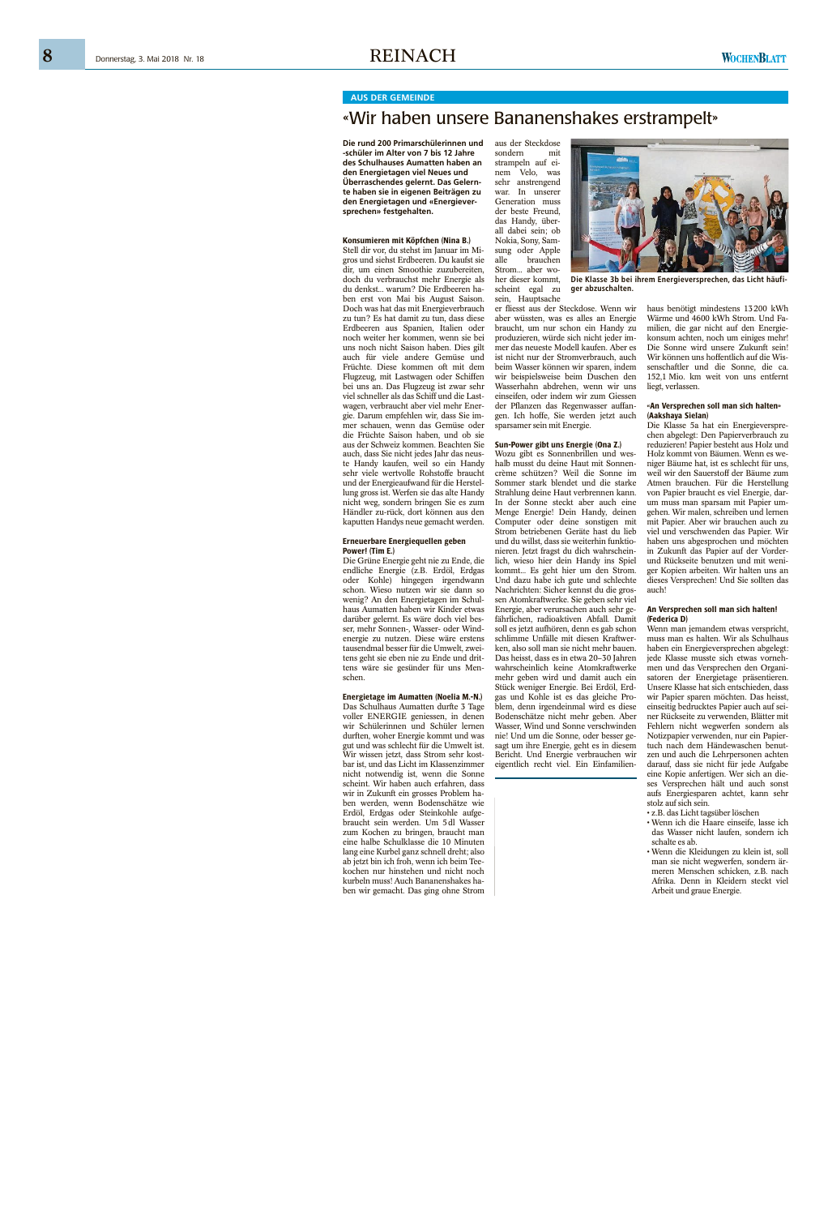AUS DER GEMEINDE

# «Wir haben unsere Bananenshakes erstrampelt»

**Die rund 200 Primarschülerinnen und -schüler im Alter von 7 bis 12 Jahre des Schulhauses Aumatten haben an den Energietagen viel Neues und Überraschendes gelernt. Das Gelernte haben sie in eigenen Beiträgen zu den Energietagen und «Energieversprechen» festgehalten.**

**Konsumieren mit Köpfchen (Nina B.)**

Stell dir vor, du stehst im Januar im Migros und siehst Erdbeeren. Du kaufst sie dir, um einen Smoothie zuzubereiten, doch du verbrauchst mehr Energie als du denkst... warum? Die Erdbeeren haben erst von Mai bis August Saison. Doch was hat das mit Energieverbrauch zu tun? Es hat damit zu tun, dass diese Erdbeeren aus Spanien, Italien oder noch weiter her kommen, wenn sie bei uns noch nicht Saison haben. Dies gilt auch für viele andere Gemüse und Früchte. Diese kommen oft mit dem Flugzeug, mit Lastwagen oder Schiffen bei uns an. Das Flugzeug ist zwar sehr viel schneller als das Schiff und die Lastwagen, verbraucht aber viel mehr Energie. Darum empfehlen wir, dass Sie immer schauen, wenn das Gemüse oder die Früchte Saison haben, und ob sie aus der Schweiz kommen. Beachten Sie auch, dass Sie nicht jedes Jahr das neuste Handy kaufen, weil so ein Handy sehr viele wertvolle Rohstoffe braucht und der Energieaufwand für die Herstellung gross ist. Werfen sie das alte Handy nicht weg, sondern bringen Sie es zum Händler zu-rück, dort können aus den kaputten Handys neue gemacht werden.

**Erneuerbare Energiequellen geben Power! (Tim E.)**

Die Grüne Energie geht nie zu Ende, die endliche Energie (z.B. Erdöl, Erdgas oder Kohle) hingegen irgendwann schon. Wieso nutzen wir sie dann so wenig? An den Energietagen im Schulhaus Aumatten haben wir Kinder etwas darüber gelernt. Es wäre doch viel besser, mehr Sonnen-, Wasser- oder Windenergie zu nutzen. Diese wäre erstens tausendmal besser für die Umwelt, zweitens geht sie eben nie zu Ende und drittens wäre sie gesünder für uns Menschen.

**Energietage im Aumatten (Noelia M.-N.)**

Das Schulhaus Aumatten durfte 3 Tage voller ENERGIE geniessen, in denen wir Schülerinnen und Schüler lernen durften, woher Energie kommt und was gut und was schlecht für die Umwelt ist. Wir wissen jetzt, dass Strom sehr kostbar ist, und das Licht im Klassenzimmer nicht notwendig ist, wenn die Sonne scheint. Wir haben auch erfahren, dass wir in Zukunft ein grosses Problem haben werden, wenn Bodenschätze wie Erdöl, Erdgas oder Steinkohle aufgebraucht sein werden. Um 5 dl Wasser zum Kochen zu bringen, braucht man eine halbe Schulklasse die 10 Minuten lang eine Kurbel ganz schnell dreht; also ab jetzt bin ich froh, wenn ich beim Teekochen nur hinstehen und nicht noch kurbeln muss! Auch Bananenshakes haben wir gemacht. Das ging ohne Strom aus der Steckdose sondern mit strampeln auf einem Velo, was sehr anstrengend war. In unserer Generation muss der beste Freund, das Handy, überall dabei sein; ob Nokia, Sony, Samsung oder Apple alle brauchen Strom... aber woher dieser kommt, scheint egal zu sein, Hauptsache er fliesst aus der Steckdose. Wenn wir aber wüssten, was es alles an Energie braucht, um nur schon ein Handy zu produzieren, würde sich nicht jeder immer das neueste Modell kaufen. Aber es ist nicht nur der Stromverbrauch, auch beim Wasser können wir sparen, indem wir beispielsweise beim Duschen den Wasserhahn abdrehen, wenn wir uns einseifen, oder indem wir zum Giessen der Pflanzen das Regenwasser auffangen. Ich hoffe, Sie werden jetzt auch sparsamer sein mit Energie.

Die Klasse 3b bei ihrem Energieversprechen, das Licht häufiger abzuschalten.

**Sun-Power gibt uns Energie (Ona Z.)**

Wozu gibt es Sonnenbrillen und weshalb musst du deine Haut mit Sonnencrème schützen? Weil die Sonne im Sommer stark blendet und die starke Strahlung deine Haut verbrennen kann. In der Sonne steckt aber auch eine Menge Energie! Dein Handy, deinen Computer oder deine sonstigen mit Strom betriebenen Geräte hast du lieb und du willst, dass sie weiterhin funktionieren. Jetzt fragst du dich wahrscheinlich, wieso hier dein Handy ins Spiel kommt... Es geht hier um den Strom. Und dazu habe ich gute und schlechte Nachrichten: Sicher kennst du die grossen Atomkraftwerke. Sie geben sehr viel Energie, aber verursachen auch sehr gefährlichen, radioaktiven Abfall. Damit soll es jetzt aufhören, denn es gab schon schlimme Unfälle mit diesen Kraftwerken, also soll man sie nicht mehr bauen. Das heisst, dass es in etwa 20–30 Jahren wahrscheinlich keine Atomkraftwerke mehr geben wird und damit auch ein Stück weniger Energie. Bei Erdöl, Erdgas und Kohle ist es das gleiche Problem, denn irgendeinmal wird es diese Bodenschätze nicht mehr geben. Aber Wasser, Wind und Sonne verschwinden nie! Und um die Sonne, oder besser gesagt um ihre Energie, geht es in diesem Bericht. Und Energie verbrauchen wir eigentlich recht viel. Ein Einfamilienhaus benötigt mindestens 13 200 kWh Wärme und 4600 kWh Strom. Und Familien, die gar nicht auf den Energiekonsum achten, noch um einiges mehr! Die Sonne wird unsere Zukunft sein! Wir können uns hoffentlich auf die Wissenschaftler und die Sonne, die ca. 152,1 Mio. km weit von uns entfernt liegt, verlassen.

**«An Versprechen soll man sich halten» (Aakshaya Sielan)**

Die Klasse 5a hat ein Energieversprechen abgelegt: Den Papierverbrauch zu reduzieren! Papier besteht aus Holz und Holz kommt von Bäumen. Wenn es weniger Bäume hat, ist es schlecht für uns, weil wir den Sauerstoff der Bäume zum Atmen brauchen. Für die Herstellung von Papier braucht es viel Energie, darum muss man sparsam mit Papier umgehen. Wir malen, schreiben und lernen mit Papier. Aber wir brauchen auch zu viel und verschwenden das Papier. Wir haben uns abgesprochen und möchten in Zukunft das Papier auf der Vorder- und Rückseite benutzen und mit weniger Kopien arbeiten. Wir halten uns an dieses Versprechen! Und Sie sollten das auch!

**An Versprechen soll man sich halten! (Federica D)**

Wenn man jemandem etwas verspricht, muss man es halten. Wir als Schulhaus haben ein Energieversprechen abgelegt: jede Klasse musste sich etwas vornehmen und das Versprechen den Organisatoren der Energietage präsentieren. Unsere Klasse hat sich entschieden, dass wir Papier sparen möchten. Das heisst, einseitig bedrucktes Papier auch auf seiner Rückseite zu verwenden, Blätter mit Fehlern nicht wegwerfen sondern als Notizpapier verwenden, nur ein Papiertuch nach dem Händewaschen benutzen und auch die Lehrpersonen achten darauf, dass sie nicht für jede Aufgabe eine Kopie anfertigen. Wer sich an dieses Versprechen hält und auch sonst aufs Energiesparen achtet, kann sehr stolz auf sich sein.

- z.B. das Licht tagsüber löschen
- Wenn ich die Haare einseife, lasse ich das Wasser nicht laufen, sondern ich schalte es ab.
- Wenn die Kleidungen zu klein ist, soll man sie nicht wegwerfen, sondern ärmeren Menschen schicken, z.B. nach Afrika. Denn in Kleidern steckt viel Arbeit und graue Energie.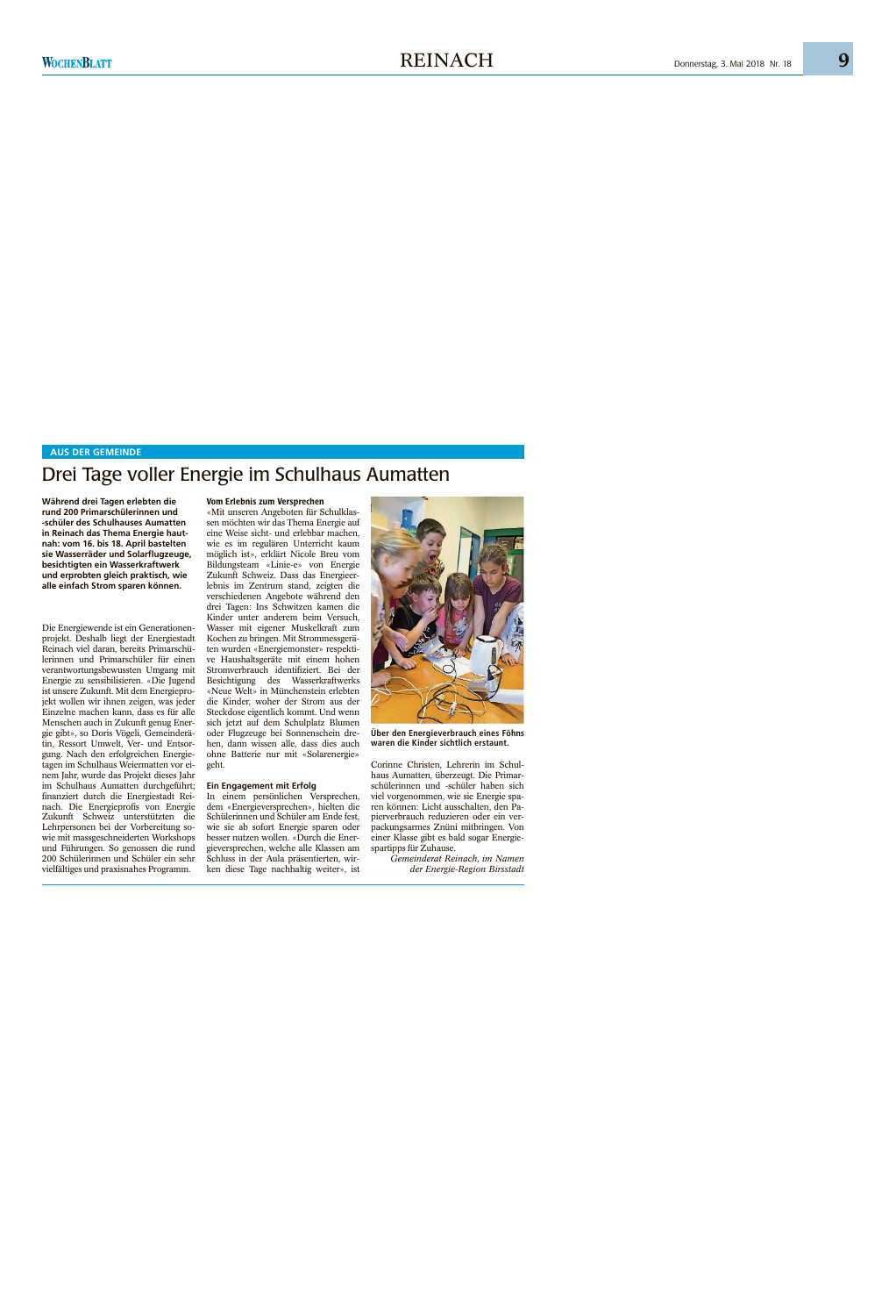AUS DER GEMEINDE

# Drei Tage voller Energie im Schulhaus Aumatten

**Während drei Tagen erlebten die rund 200 Primarschülerinnen und -schüler des Schulhauses Aumatten in Reinach das Thema Energie hautnah: vom 16. bis 18. April bastelten sie Wasserräder und Solarflugzeuge, besichtigten ein Wasserkraftwerk und erprobten gleich praktisch, wie alle einfach Strom sparen können.**

Die Energiewende ist ein Generationenprojekt. Deshalb liegt der Energiestadt Reinach viel daran, bereits Primarschülerinnen und Primarschüler für einen verantwortungsbewussten Umgang mit Energie zu sensibilisieren. «Die Jugend ist unsere Zukunft. Mit dem Energieprojekt wollen wir ihnen zeigen, was jeder Einzelne machen kann, dass es für alle Menschen auch in Zukunft genug Energie gibt», so Doris Vögeli, Gemeinderätin, Ressort Umwelt, Ver- und Entsorgung. Nach den erfolgreichen Energietagen im Schulhaus Weiermatten vor einem Jahr, wurde das Projekt dieses Jahr im Schulhaus Aumatten durchgeführt; finanziert durch die Energiestadt Reinach. Die Energieprofis von Energie Zukunft Schweiz unterstützten die Lehrpersonen bei der Vorbereitung sowie mit massgeschneiderten Workshops und Führungen. So genossen die rund 200 Schülerinnen und Schüler ein sehr vielfältiges und praxisnahes Programm.

**Vom Erlebnis zum Versprechen**

«Mit unseren Angeboten für Schulklassen möchten wir das Thema Energie auf eine Weise sicht- und erlebbar machen, wie es im regulären Unterricht kaum möglich ist», erklärt Nicole Breu vom Bildungsteam «Linie-e» von Energie Zukunft Schweiz. Dass das Energieerlebnis im Zentrum stand, zeigten die verschiedenen Angebote während den drei Tagen: Ins Schwitzen kamen die Kinder unter anderem beim Versuch, Wasser mit eigener Muskelkraft zum Kochen zu bringen. Mit Strommessgeräten wurden «Energiemonster» respektive Haushaltsgeräte mit einem hohen Stromverbrauch identifiziert. Bei der Besichtigung des Wasserkraftwerks «Neue Welt» in Münchenstein erlebten die Kinder, woher der Strom aus der Steckdose eigentlich kommt. Und wenn sich jetzt auf dem Schulplatz Blumen oder Flugzeuge bei Sonnenschein drehen, dann wissen alle, dass dies auch ohne Batterie nur mit «Solarenergie» geht.

**Ein Engagement mit Erfolg**

In einem persönlichen Versprechen, dem «Energieversprechen», hielten die Schülerinnen und Schüler am Ende fest, wie sie ab sofort Energie sparen oder besser nutzen wollen. «Durch die Energieversprechen, welche alle Klassen am Schluss in der Aula präsentierten, wirken diese Tage nachhaltig weiter», ist Corinne Christen, Lehrerin im Schulhaus Aumatten, überzeugt. Die Primarschülerinnen und -schüler haben sich viel vorgenommen, wie sie Energie sparen können: Licht ausschalten, den Papierverbrauch reduzieren oder ein verpackungsarmes Znüni mitbringen. Von einer Klasse gibt es bald sogar Energiespartipps für Zuhause.

*Gemeinderat Reinach, im Namen der Energie-Region Birsstadt*

**Über den Energieverbrauch eines Föhns waren die Kinder sichtlich erstaunt.**